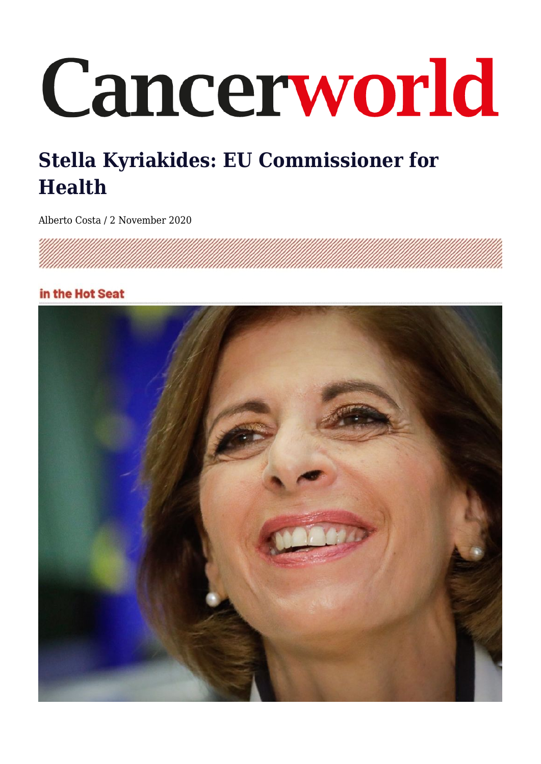# Stella Kyriakides: EU Commissioner for Health

Alberto Costa / 2 November 2020

in the Hot Seat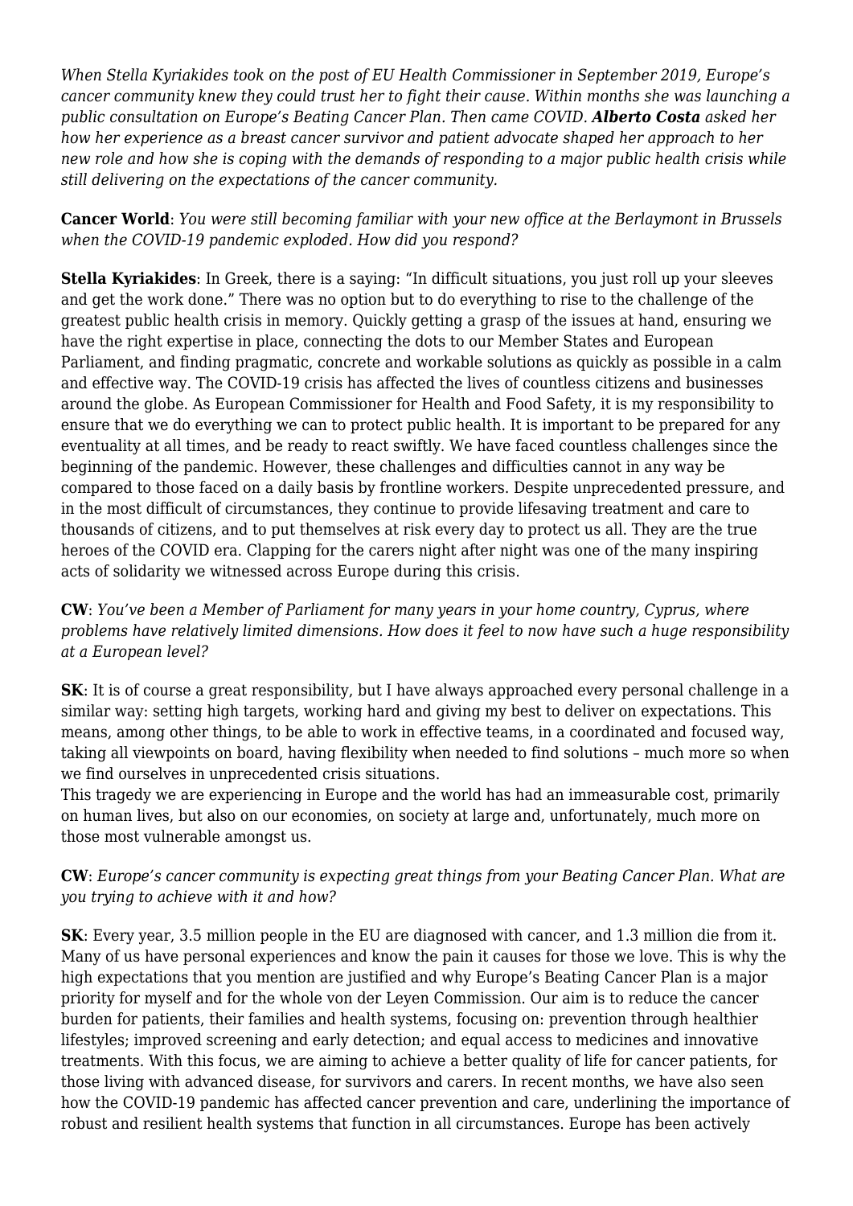*When Stella Kyriakides took on the post of EU Health Commissioner in September 2019, Europe's cancer community knew they could trust her to fight their cause. Within months she was launching a public consultation on Europe's Beating Cancer Plan. Then came COVID. **Alberto Costa** asked her how her experience as a breast cancer survivor and patient advocate shaped her approach to her new role and how she is coping with the demands of responding to a major public health crisis while still delivering on the expectations of the cancer community.*

**Cancer World**: *You were still becoming familiar with your new office at the Berlaymont in Brussels when the COVID-19 pandemic exploded. How did you respond?*

**Stella Kyriakides**: In Greek, there is a saying: "In difficult situations, you just roll up your sleeves and get the work done." There was no option but to do everything to rise to the challenge of the greatest public health crisis in memory. Quickly getting a grasp of the issues at hand, ensuring we have the right expertise in place, connecting the dots to our Member States and European Parliament, and finding pragmatic, concrete and workable solutions as quickly as possible in a calm and effective way. The COVID-19 crisis has affected the lives of countless citizens and businesses around the globe. As European Commissioner for Health and Food Safety, it is my responsibility to ensure that we do everything we can to protect public health. It is important to be prepared for any eventuality at all times, and be ready to react swiftly. We have faced countless challenges since the beginning of the pandemic. However, these challenges and difficulties cannot in any way be compared to those faced on a daily basis by frontline workers. Despite unprecedented pressure, and in the most difficult of circumstances, they continue to provide lifesaving treatment and care to thousands of citizens, and to put themselves at risk every day to protect us all. They are the true heroes of the COVID era. Clapping for the carers night after night was one of the many inspiring acts of solidarity we witnessed across Europe during this crisis.

**CW**: *You've been a Member of Parliament for many years in your home country, Cyprus, where problems have relatively limited dimensions. How does it feel to now have such a huge responsibility at a European level?*

**SK**: It is of course a great responsibility, but I have always approached every personal challenge in a similar way: setting high targets, working hard and giving my best to deliver on expectations. This means, among other things, to be able to work in effective teams, in a coordinated and focused way, taking all viewpoints on board, having flexibility when needed to find solutions – much more so when we find ourselves in unprecedented crisis situations.
This tragedy we are experiencing in Europe and the world has had an immeasurable cost, primarily on human lives, but also on our economies, on society at large and, unfortunately, much more on those most vulnerable amongst us.

**CW**: *Europe's cancer community is expecting great things from your Beating Cancer Plan. What are you trying to achieve with it and how?*

**SK**: Every year, 3.5 million people in the EU are diagnosed with cancer, and 1.3 million die from it. Many of us have personal experiences and know the pain it causes for those we love. This is why the high expectations that you mention are justified and why Europe's Beating Cancer Plan is a major priority for myself and for the whole von der Leyen Commission. Our aim is to reduce the cancer burden for patients, their families and health systems, focusing on: prevention through healthier lifestyles; improved screening and early detection; and equal access to medicines and innovative treatments. With this focus, we are aiming to achieve a better quality of life for cancer patients, for those living with advanced disease, for survivors and carers. In recent months, we have also seen how the COVID-19 pandemic has affected cancer prevention and care, underlining the importance of robust and resilient health systems that function in all circumstances. Europe has been actively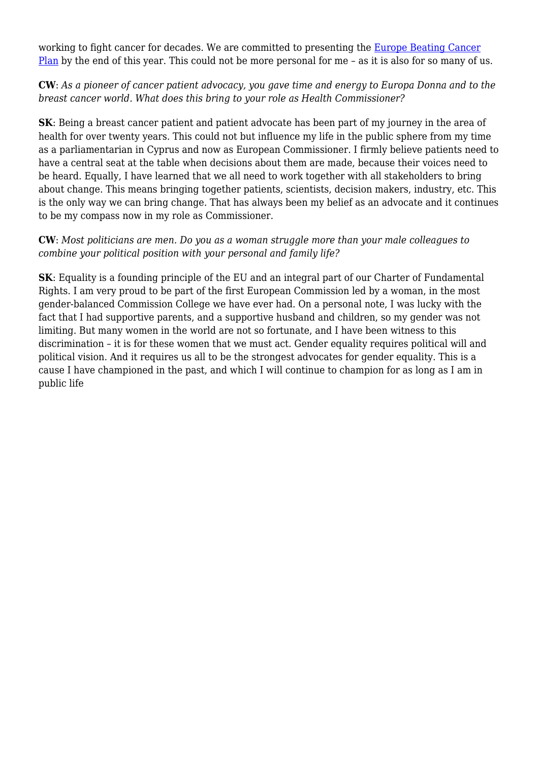working to fight cancer for decades. We are committed to presenting the [Europe Beating Cancer Plan] by the end of this year. This could not be more personal for me – as it is also for so many of us.

**CW**: *As a pioneer of cancer patient advocacy, you gave time and energy to Europa Donna and to the breast cancer world. What does this bring to your role as Health Commissioner?*

**SK**: Being a breast cancer patient and patient advocate has been part of my journey in the area of health for over twenty years. This could not but influence my life in the public sphere from my time as a parliamentarian in Cyprus and now as European Commissioner. I firmly believe patients need to have a central seat at the table when decisions about them are made, because their voices need to be heard. Equally, I have learned that we all need to work together with all stakeholders to bring about change. This means bringing together patients, scientists, decision makers, industry, etc. This is the only way we can bring change. That has always been my belief as an advocate and it continues to be my compass now in my role as Commissioner.

**CW**: *Most politicians are men. Do you as a woman struggle more than your male colleagues to combine your political position with your personal and family life?*

**SK**: Equality is a founding principle of the EU and an integral part of our Charter of Fundamental Rights. I am very proud to be part of the first European Commission led by a woman, in the most gender-balanced Commission College we have ever had. On a personal note, I was lucky with the fact that I had supportive parents, and a supportive husband and children, so my gender was not limiting. But many women in the world are not so fortunate, and I have been witness to this discrimination – it is for these women that we must act. Gender equality requires political will and political vision. And it requires us all to be the strongest advocates for gender equality. This is a cause I have championed in the past, and which I will continue to champion for as long as I am in public life